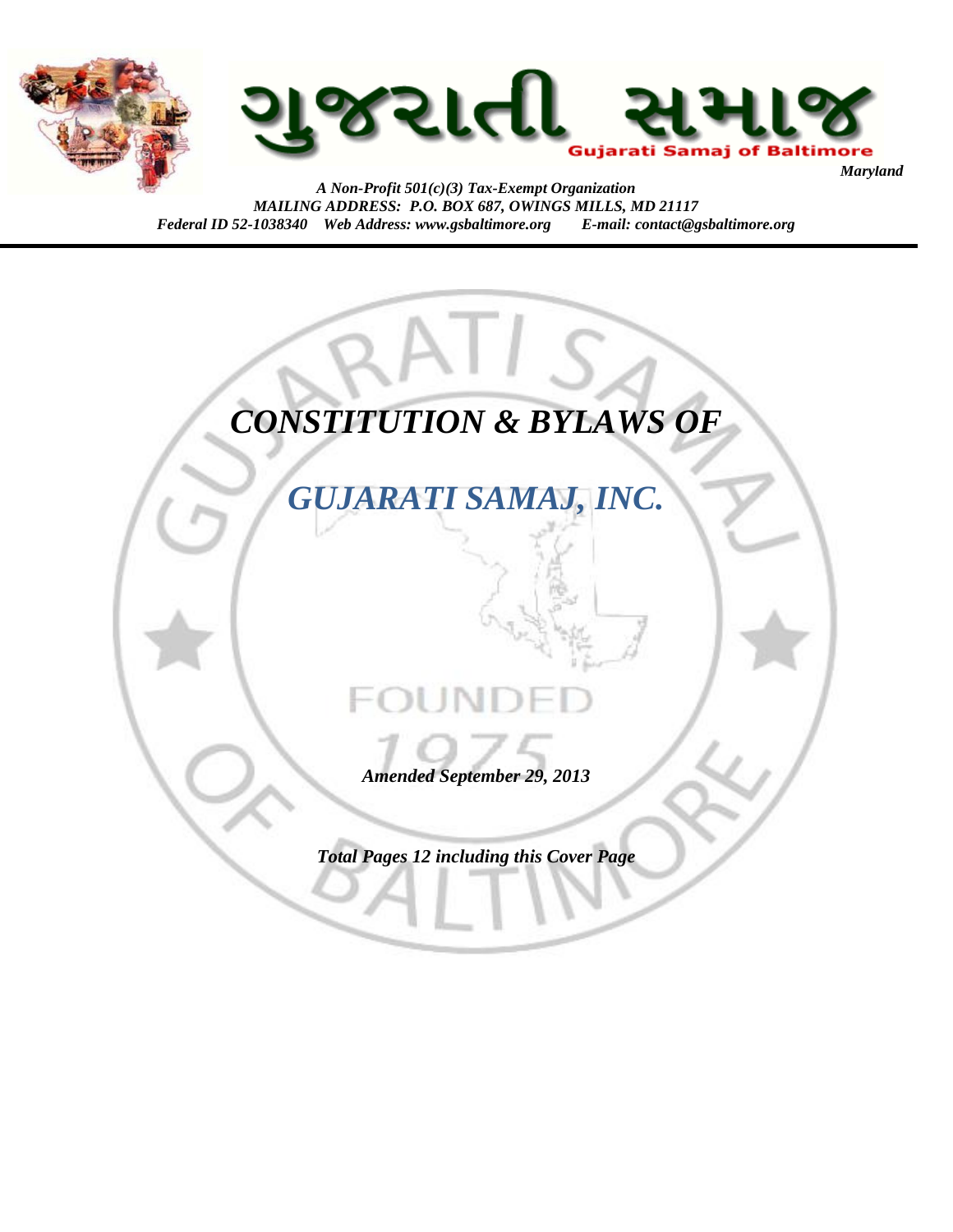# ગુજરાતી સમાજ

**Gujarati Samaj of Baltimore**

*Maryland*

*A Non-Profit 501(c)(3) Tax-Exempt Organization*
*MAILING ADDRESS: P.O. BOX 687, OWINGS MILLS, MD 21117*
*Federal ID 52-1038340 Web Address: www.gsbaltimore.org E-mail: contact@gsbaltimore.org*

---

# *CONSTITUTION & BYLAWS OF*

# *GUJARATI SAMAJ, INC.*

***Amended September 29, 2013***

***Total Pages 12 including this Cover Page***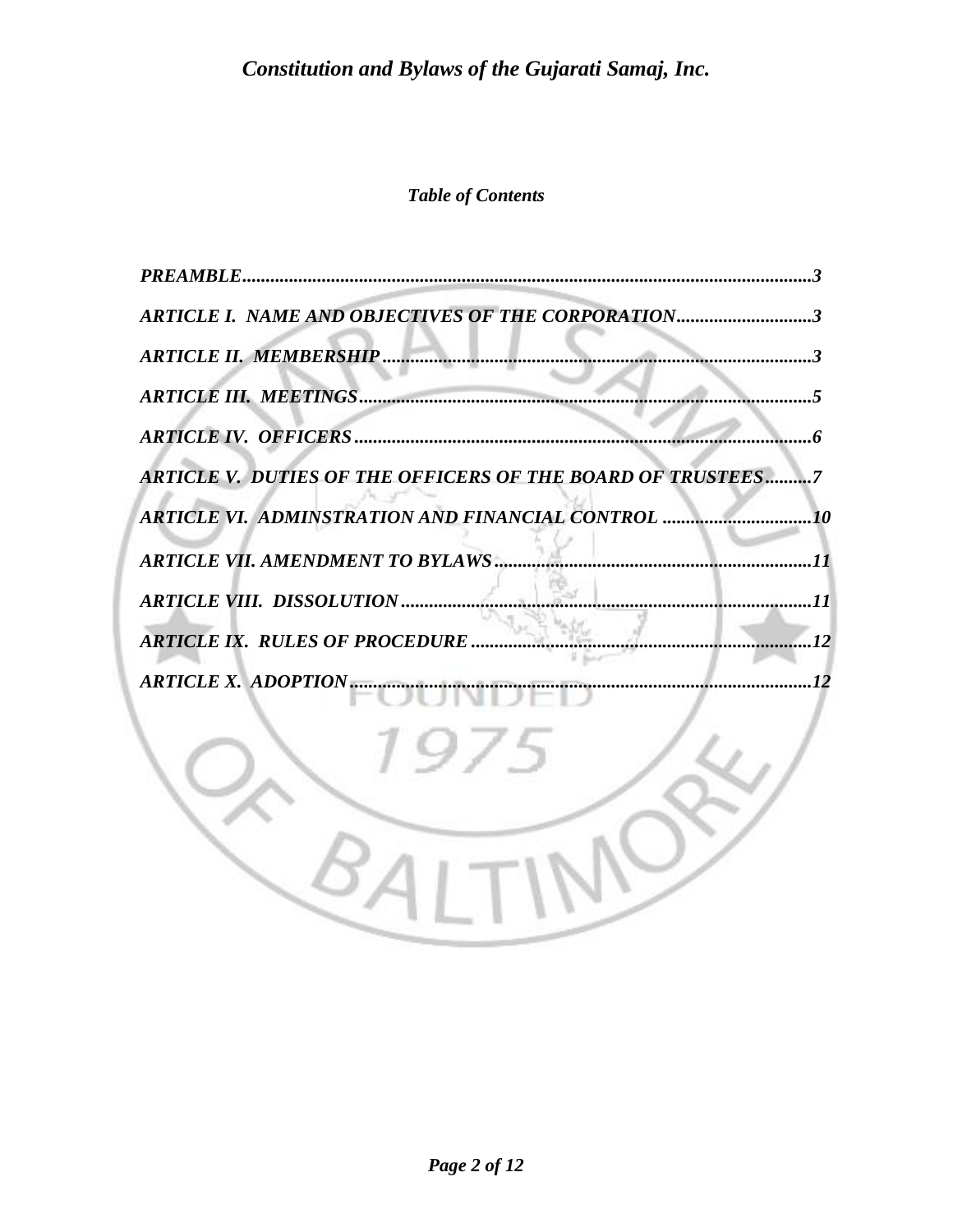# *Constitution and Bylaws of the Gujarati Samaj, Inc.*

## *Table of Contents*

*PREAMBLE*...3

*ARTICLE I. NAME AND OBJECTIVES OF THE CORPORATION*...3

*ARTICLE II. MEMBERSHIP*...3

*ARTICLE III. MEETINGS*...5

*ARTICLE IV. OFFICERS*...6

*ARTICLE V. DUTIES OF THE OFFICERS OF THE BOARD OF TRUSTEES*...7

*ARTICLE VI. ADMINSTRATION AND FINANCIAL CONTROL*...10

*ARTICLE VII. AMENDMENT TO BYLAWS*...11

*ARTICLE VIII. DISSOLUTION*...11

*ARTICLE IX. RULES OF PROCEDURE*...12

*ARTICLE X. ADOPTION*...12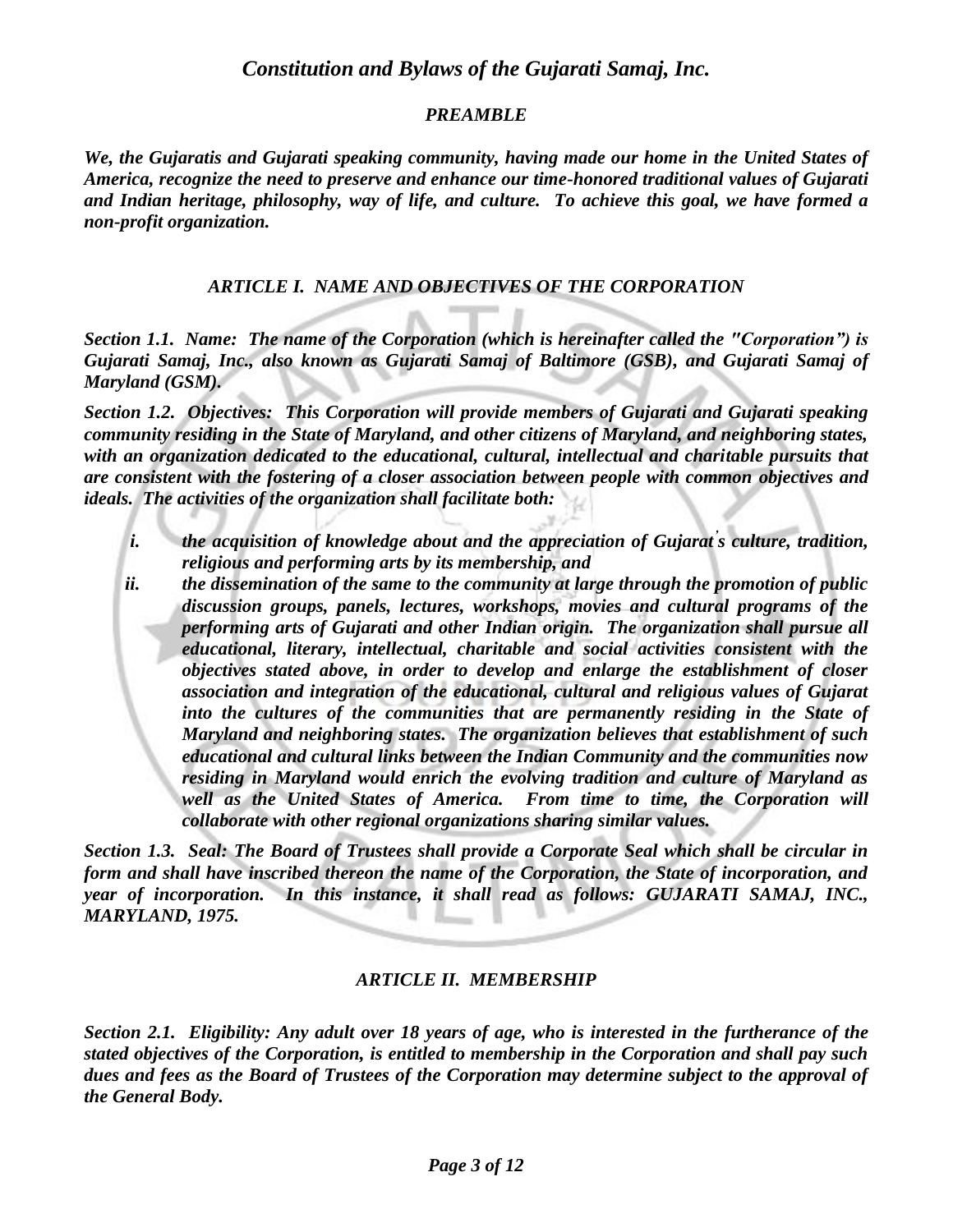# *Constitution and Bylaws of the Gujarati Samaj, Inc.*

## *PREAMBLE*

***We, the Gujaratis and Gujarati speaking community, having made our home in the United States of America, recognize the need to preserve and enhance our time-honored traditional values of Gujarati and Indian heritage, philosophy, way of life, and culture. To achieve this goal, we have formed a non-profit organization.***

## *ARTICLE I. NAME AND OBJECTIVES OF THE CORPORATION*

***Section 1.1. Name: The name of the Corporation (which is hereinafter called the "Corporation") is Gujarati Samaj, Inc., also known as Gujarati Samaj of Baltimore (GSB), and Gujarati Samaj of Maryland (GSM).***

***Section 1.2. Objectives: This Corporation will provide members of Gujarati and Gujarati speaking community residing in the State of Maryland, and other citizens of Maryland, and neighboring states, with an organization dedicated to the educational, cultural, intellectual and charitable pursuits that are consistent with the fostering of a closer association between people with common objectives and ideals. The activities of the organization shall facilitate both:***

- ***i. the acquisition of knowledge about and the appreciation of Gujarat's culture, tradition, religious and performing arts by its membership, and***
- ***ii. the dissemination of the same to the community at large through the promotion of public discussion groups, panels, lectures, workshops, movies and cultural programs of the performing arts of Gujarati and other Indian origin. The organization shall pursue all educational, literary, intellectual, charitable and social activities consistent with the objectives stated above, in order to develop and enlarge the establishment of closer association and integration of the educational, cultural and religious values of Gujarat into the cultures of the communities that are permanently residing in the State of Maryland and neighboring states. The organization believes that establishment of such educational and cultural links between the Indian Community and the communities now residing in Maryland would enrich the evolving tradition and culture of Maryland as well as the United States of America. From time to time, the Corporation will collaborate with other regional organizations sharing similar values.***

***Section 1.3. Seal: The Board of Trustees shall provide a Corporate Seal which shall be circular in form and shall have inscribed thereon the name of the Corporation, the State of incorporation, and year of incorporation. In this instance, it shall read as follows: GUJARATI SAMAJ, INC., MARYLAND, 1975.***

## *ARTICLE II. MEMBERSHIP*

***Section 2.1. Eligibility: Any adult over 18 years of age, who is interested in the furtherance of the stated objectives of the Corporation, is entitled to membership in the Corporation and shall pay such dues and fees as the Board of Trustees of the Corporation may determine subject to the approval of the General Body.***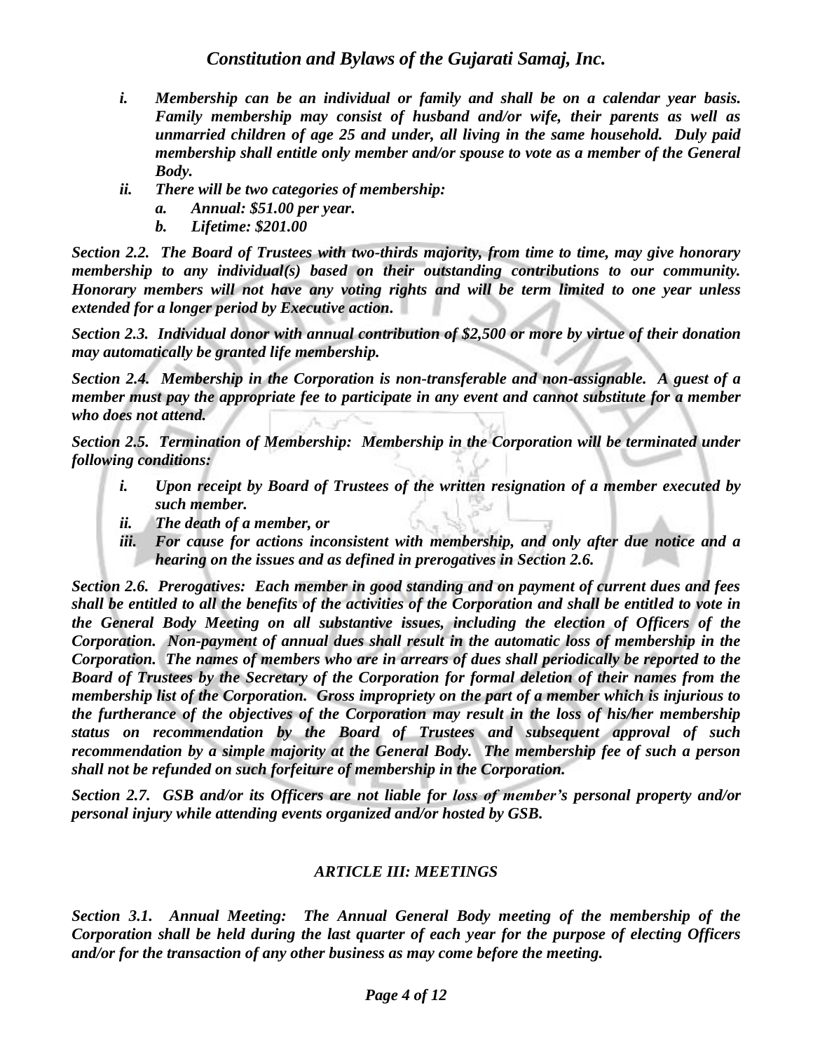*i. Membership can be an individual or family and shall be on a calendar year basis. Family membership may consist of husband and/or wife, their parents as well as unmarried children of age 25 and under, all living in the same household. Duly paid membership shall entitle only member and/or spouse to vote as a member of the General Body.*

*ii. There will be two categories of membership:*

*a. Annual: $51.00 per year.*

*b. Lifetime: $201.00*

*Section 2.2. The Board of Trustees with two-thirds majority, from time to time, may give honorary membership to any individual(s) based on their outstanding contributions to our community. Honorary members will not have any voting rights and will be term limited to one year unless extended for a longer period by Executive action.*

*Section 2.3. Individual donor with annual contribution of $2,500 or more by virtue of their donation may automatically be granted life membership.*

*Section 2.4. Membership in the Corporation is non-transferable and non-assignable. A guest of a member must pay the appropriate fee to participate in any event and cannot substitute for a member who does not attend.*

*Section 2.5. Termination of Membership: Membership in the Corporation will be terminated under following conditions:*

*i. Upon receipt by Board of Trustees of the written resignation of a member executed by such member.*

*ii. The death of a member, or*

*iii. For cause for actions inconsistent with membership, and only after due notice and a hearing on the issues and as defined in prerogatives in Section 2.6.*

*Section 2.6. Prerogatives: Each member in good standing and on payment of current dues and fees shall be entitled to all the benefits of the activities of the Corporation and shall be entitled to vote in the General Body Meeting on all substantive issues, including the election of Officers of the Corporation. Non-payment of annual dues shall result in the automatic loss of membership in the Corporation. The names of members who are in arrears of dues shall periodically be reported to the Board of Trustees by the Secretary of the Corporation for formal deletion of their names from the membership list of the Corporation. Gross impropriety on the part of a member which is injurious to the furtherance of the objectives of the Corporation may result in the loss of his/her membership status on recommendation by the Board of Trustees and subsequent approval of such recommendation by a simple majority at the General Body. The membership fee of such a person shall not be refunded on such forfeiture of membership in the Corporation.*

*Section 2.7. GSB and/or its Officers are not liable for loss of member's personal property and/or personal injury while attending events organized and/or hosted by GSB.*

## *ARTICLE III: MEETINGS*

*Section 3.1. Annual Meeting: The Annual General Body meeting of the membership of the Corporation shall be held during the last quarter of each year for the purpose of electing Officers and/or for the transaction of any other business as may come before the meeting.*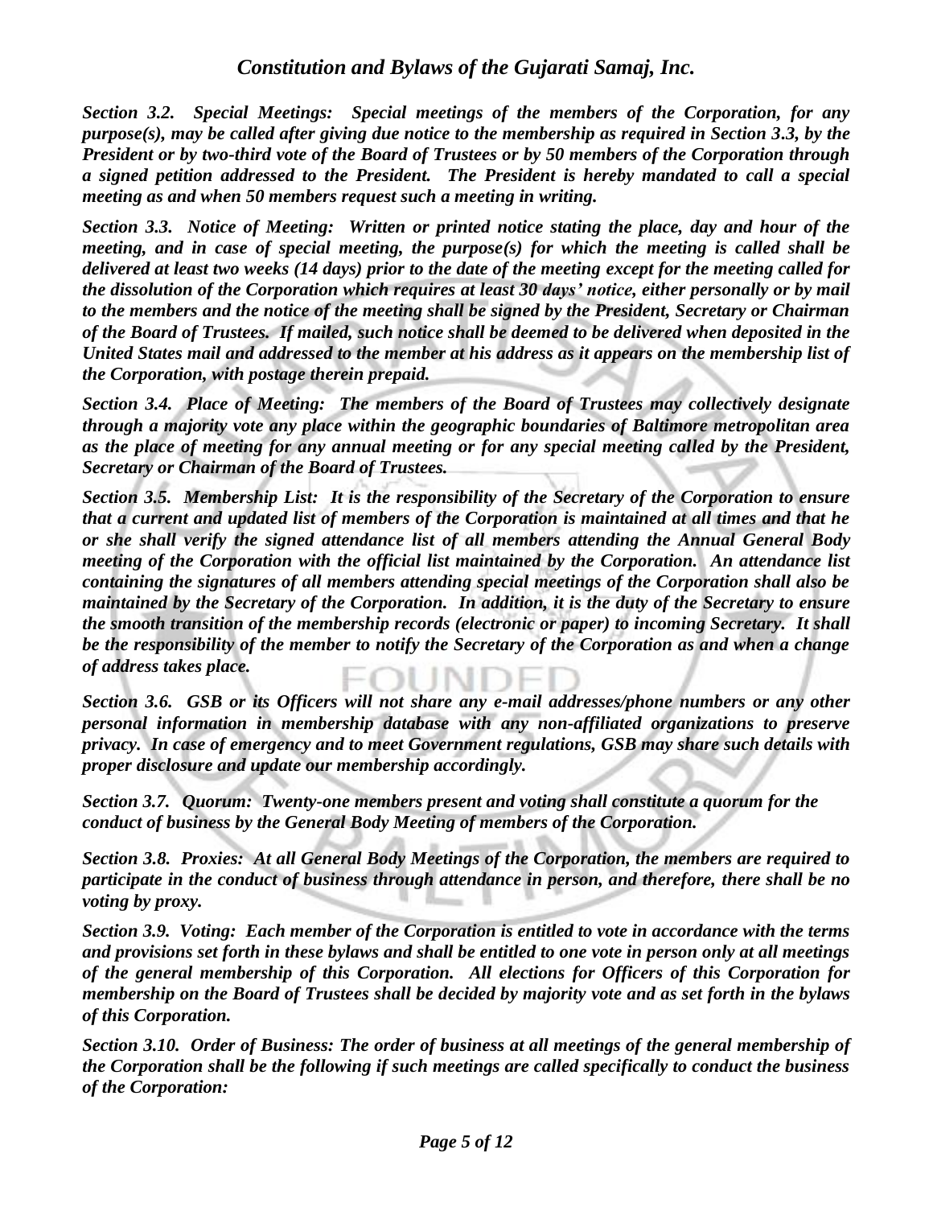***Section 3.2. Special Meetings:** Special meetings of the members of the Corporation, for any purpose(s), may be called after giving due notice to the membership as required in Section 3.3, by the President or by two-third vote of the Board of Trustees or by 50 members of the Corporation through a signed petition addressed to the President. The President is hereby mandated to call a special meeting as and when 50 members request such a meeting in writing.*

***Section 3.3. Notice of Meeting:** Written or printed notice stating the place, day and hour of the meeting, and in case of special meeting, the purpose(s) for which the meeting is called shall be delivered at least two weeks (14 days) prior to the date of the meeting except for the meeting called for the dissolution of the Corporation which requires at least 30 days' notice, either personally or by mail to the members and the notice of the meeting shall be signed by the President, Secretary or Chairman of the Board of Trustees. If mailed, such notice shall be deemed to be delivered when deposited in the United States mail and addressed to the member at his address as it appears on the membership list of the Corporation, with postage therein prepaid.*

***Section 3.4. Place of Meeting:** The members of the Board of Trustees may collectively designate through a majority vote any place within the geographic boundaries of Baltimore metropolitan area as the place of meeting for any annual meeting or for any special meeting called by the President, Secretary or Chairman of the Board of Trustees.*

***Section 3.5. Membership List:** It is the responsibility of the Secretary of the Corporation to ensure that a current and updated list of members of the Corporation is maintained at all times and that he or she shall verify the signed attendance list of all members attending the Annual General Body meeting of the Corporation with the official list maintained by the Corporation. An attendance list containing the signatures of all members attending special meetings of the Corporation shall also be maintained by the Secretary of the Corporation. In addition, it is the duty of the Secretary to ensure the smooth transition of the membership records (electronic or paper) to incoming Secretary. It shall be the responsibility of the member to notify the Secretary of the Corporation as and when a change of address takes place.*

***Section 3.6.** GSB or its Officers will not share any e-mail addresses/phone numbers or any other personal information in membership database with any non-affiliated organizations to preserve privacy. In case of emergency and to meet Government regulations, GSB may share such details with proper disclosure and update our membership accordingly.*

***Section 3.7. Quorum:** Twenty-one members present and voting shall constitute a quorum for the conduct of business by the General Body Meeting of members of the Corporation.*

***Section 3.8. Proxies:** At all General Body Meetings of the Corporation, the members are required to participate in the conduct of business through attendance in person, and therefore, there shall be no voting by proxy.*

***Section 3.9. Voting:** Each member of the Corporation is entitled to vote in accordance with the terms and provisions set forth in these bylaws and shall be entitled to one vote in person only at all meetings of the general membership of this Corporation. All elections for Officers of this Corporation for membership on the Board of Trustees shall be decided by majority vote and as set forth in the bylaws of this Corporation.*

***Section 3.10. Order of Business:** The order of business at all meetings of the general membership of the Corporation shall be the following if such meetings are called specifically to conduct the business of the Corporation:*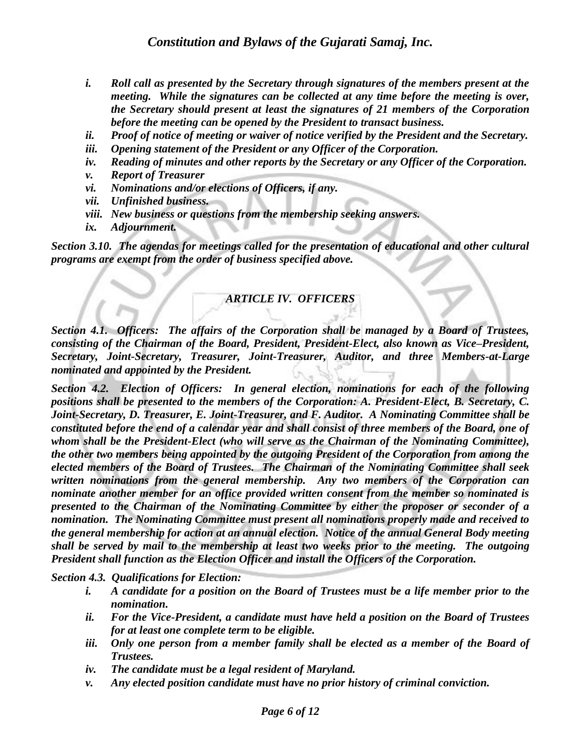*i. Roll call as presented by the Secretary through signatures of the members present at the meeting. While the signatures can be collected at any time before the meeting is over, the Secretary should present at least the signatures of 21 members of the Corporation before the meeting can be opened by the President to transact business.*

*ii. Proof of notice of meeting or waiver of notice verified by the President and the Secretary.*

*iii. Opening statement of the President or any Officer of the Corporation.*

*iv. Reading of minutes and other reports by the Secretary or any Officer of the Corporation.*

*v. Report of Treasurer*

*vi. Nominations and/or elections of Officers, if any.*

*vii. Unfinished business.*

*viii. New business or questions from the membership seeking answers.*

*ix. Adjournment.*

***Section 3.10. The agendas for meetings called for the presentation of educational and other cultural programs are exempt from the order of business specified above.***

## *ARTICLE IV. OFFICERS*

***Section 4.1. Officers: The affairs of the Corporation shall be managed by a Board of Trustees, consisting of the Chairman of the Board, President, President-Elect, also known as Vice–President, Secretary, Joint-Secretary, Treasurer, Joint-Treasurer, Auditor, and three Members-at-Large nominated and appointed by the President.***

***Section 4.2. Election of Officers: In general election, nominations for each of the following positions shall be presented to the members of the Corporation: A. President-Elect, B. Secretary, C. Joint-Secretary, D. Treasurer, E. Joint-Treasurer, and F. Auditor. A Nominating Committee shall be constituted before the end of a calendar year and shall consist of three members of the Board, one of whom shall be the President-Elect (who will serve as the Chairman of the Nominating Committee), the other two members being appointed by the outgoing President of the Corporation from among the elected members of the Board of Trustees. The Chairman of the Nominating Committee shall seek written nominations from the general membership. Any two members of the Corporation can nominate another member for an office provided written consent from the member so nominated is presented to the Chairman of the Nominating Committee by either the proposer or seconder of a nomination. The Nominating Committee must present all nominations properly made and received to the general membership for action at an annual election. Notice of the annual General Body meeting shall be served by mail to the membership at least two weeks prior to the meeting. The outgoing President shall function as the Election Officer and install the Officers of the Corporation.***

***Section 4.3. Qualifications for Election:***

*i. A candidate for a position on the Board of Trustees must be a life member prior to the nomination.*

*ii. For the Vice-President, a candidate must have held a position on the Board of Trustees for at least one complete term to be eligible.*

*iii. Only one person from a member family shall be elected as a member of the Board of Trustees.*

*iv. The candidate must be a legal resident of Maryland.*

*v. Any elected position candidate must have no prior history of criminal conviction.*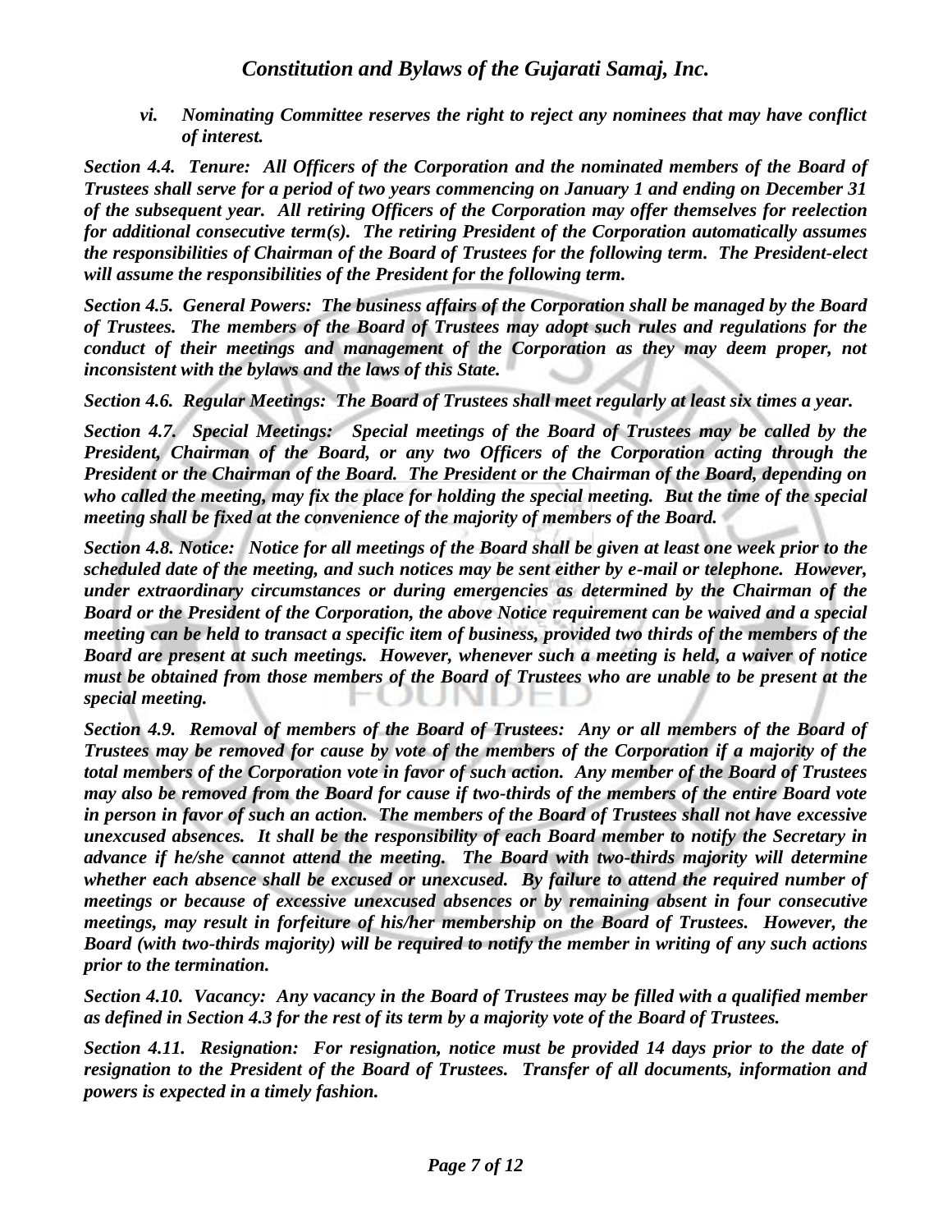*vi. Nominating Committee reserves the right to reject any nominees that may have conflict of interest.*

***Section 4.4. Tenure:** All Officers of the Corporation and the nominated members of the Board of Trustees shall serve for a period of two years commencing on January 1 and ending on December 31 of the subsequent year. All retiring Officers of the Corporation may offer themselves for reelection for additional consecutive term(s). The retiring President of the Corporation automatically assumes the responsibilities of Chairman of the Board of Trustees for the following term. The President-elect will assume the responsibilities of the President for the following term.*

***Section 4.5. General Powers:** The business affairs of the Corporation shall be managed by the Board of Trustees. The members of the Board of Trustees may adopt such rules and regulations for the conduct of their meetings and management of the Corporation as they may deem proper, not inconsistent with the bylaws and the laws of this State.*

***Section 4.6. Regular Meetings:** The Board of Trustees shall meet regularly at least six times a year.*

***Section 4.7. Special Meetings:** Special meetings of the Board of Trustees may be called by the President, Chairman of the Board, or any two Officers of the Corporation acting through the President or the Chairman of the Board. The President or the Chairman of the Board, depending on who called the meeting, may fix the place for holding the special meeting. But the time of the special meeting shall be fixed at the convenience of the majority of members of the Board.*

***Section 4.8. Notice:** Notice for all meetings of the Board shall be given at least one week prior to the scheduled date of the meeting, and such notices may be sent either by e-mail or telephone. However, under extraordinary circumstances or during emergencies as determined by the Chairman of the Board or the President of the Corporation, the above Notice requirement can be waived and a special meeting can be held to transact a specific item of business, provided two thirds of the members of the Board are present at such meetings. However, whenever such a meeting is held, a waiver of notice must be obtained from those members of the Board of Trustees who are unable to be present at the special meeting.*

***Section 4.9. Removal of members of the Board of Trustees:** Any or all members of the Board of Trustees may be removed for cause by vote of the members of the Corporation if a majority of the total members of the Corporation vote in favor of such action. Any member of the Board of Trustees may also be removed from the Board for cause if two-thirds of the members of the entire Board vote in person in favor of such an action. The members of the Board of Trustees shall not have excessive unexcused absences. It shall be the responsibility of each Board member to notify the Secretary in advance if he/she cannot attend the meeting. The Board with two-thirds majority will determine whether each absence shall be excused or unexcused. By failure to attend the required number of meetings or because of excessive unexcused absences or by remaining absent in four consecutive meetings, may result in forfeiture of his/her membership on the Board of Trustees. However, the Board (with two-thirds majority) will be required to notify the member in writing of any such actions prior to the termination.*

***Section 4.10. Vacancy:** Any vacancy in the Board of Trustees may be filled with a qualified member as defined in Section 4.3 for the rest of its term by a majority vote of the Board of Trustees.*

***Section 4.11. Resignation:** For resignation, notice must be provided 14 days prior to the date of resignation to the President of the Board of Trustees. Transfer of all documents, information and powers is expected in a timely fashion.*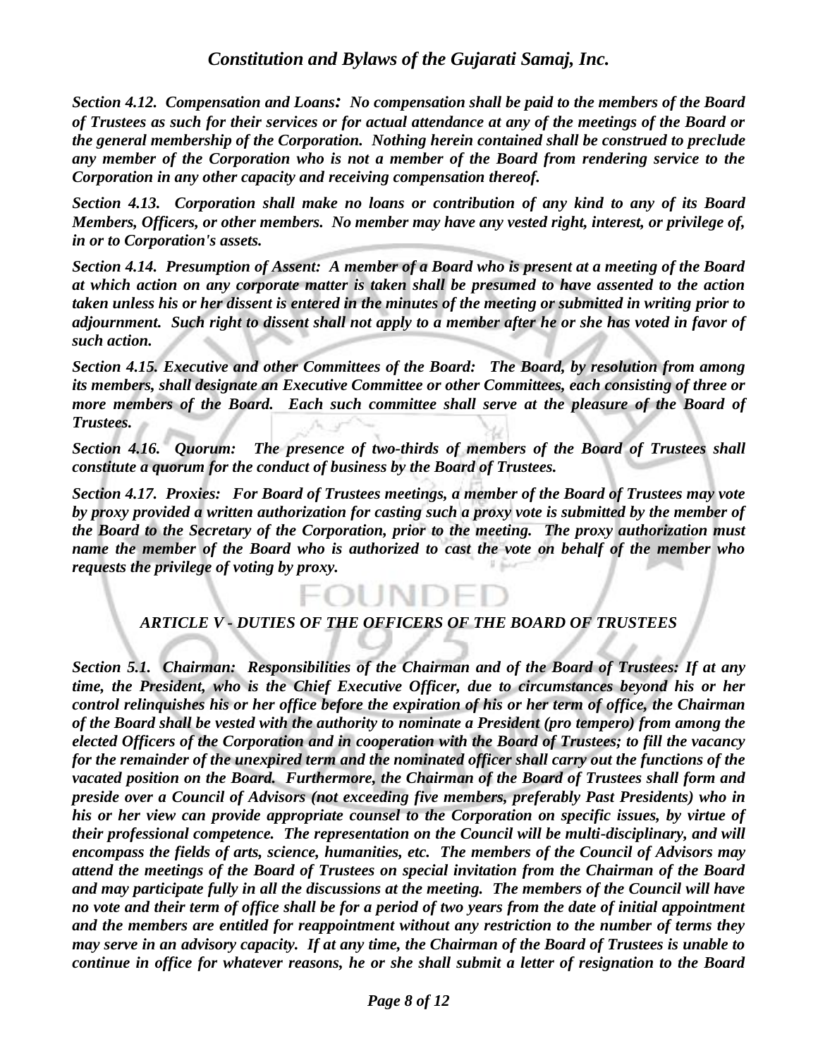***Section 4.12. Compensation and Loans:** No compensation shall be paid to the members of the Board of Trustees as such for their services or for actual attendance at any of the meetings of the Board or the general membership of the Corporation. Nothing herein contained shall be construed to preclude any member of the Corporation who is not a member of the Board from rendering service to the Corporation in any other capacity and receiving compensation thereof.*

***Section 4.13.** Corporation shall make no loans or contribution of any kind to any of its Board Members, Officers, or other members. No member may have any vested right, interest, or privilege of, in or to Corporation's assets.*

***Section 4.14. Presumption of Assent:** A member of a Board who is present at a meeting of the Board at which action on any corporate matter is taken shall be presumed to have assented to the action taken unless his or her dissent is entered in the minutes of the meeting or submitted in writing prior to adjournment. Such right to dissent shall not apply to a member after he or she has voted in favor of such action.*

***Section 4.15. Executive and other Committees of the Board:** The Board, by resolution from among its members, shall designate an Executive Committee or other Committees, each consisting of three or more members of the Board. Each such committee shall serve at the pleasure of the Board of Trustees.*

***Section 4.16. Quorum:** The presence of two-thirds of members of the Board of Trustees shall constitute a quorum for the conduct of business by the Board of Trustees.*

***Section 4.17. Proxies:** For Board of Trustees meetings, a member of the Board of Trustees may vote by proxy provided a written authorization for casting such a proxy vote is submitted by the member of the Board to the Secretary of the Corporation, prior to the meeting. The proxy authorization must name the member of the Board who is authorized to cast the vote on behalf of the member who requests the privilege of voting by proxy.*

## *ARTICLE V - DUTIES OF THE OFFICERS OF THE BOARD OF TRUSTEES*

***Section 5.1. Chairman:** Responsibilities of the Chairman and of the Board of Trustees: If at any time, the President, who is the Chief Executive Officer, due to circumstances beyond his or her control relinquishes his or her office before the expiration of his or her term of office, the Chairman of the Board shall be vested with the authority to nominate a President (pro tempero) from among the elected Officers of the Corporation and in cooperation with the Board of Trustees; to fill the vacancy for the remainder of the unexpired term and the nominated officer shall carry out the functions of the vacated position on the Board. Furthermore, the Chairman of the Board of Trustees shall form and preside over a Council of Advisors (not exceeding five members, preferably Past Presidents) who in his or her view can provide appropriate counsel to the Corporation on specific issues, by virtue of their professional competence. The representation on the Council will be multi-disciplinary, and will encompass the fields of arts, science, humanities, etc. The members of the Council of Advisors may attend the meetings of the Board of Trustees on special invitation from the Chairman of the Board and may participate fully in all the discussions at the meeting. The members of the Council will have no vote and their term of office shall be for a period of two years from the date of initial appointment and the members are entitled for reappointment without any restriction to the number of terms they may serve in an advisory capacity. If at any time, the Chairman of the Board of Trustees is unable to continue in office for whatever reasons, he or she shall submit a letter of resignation to the Board*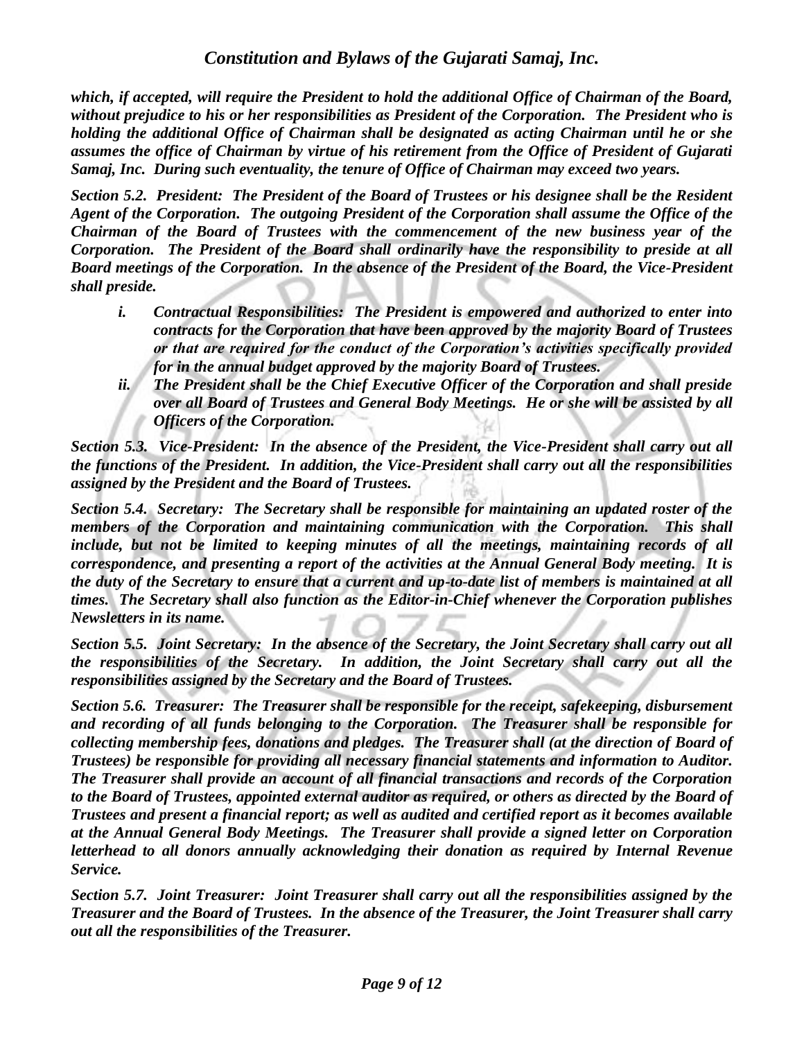*which, if accepted, will require the President to hold the additional Office of Chairman of the Board, without prejudice to his or her responsibilities as President of the Corporation. The President who is holding the additional Office of Chairman shall be designated as acting Chairman until he or she assumes the office of Chairman by virtue of his retirement from the Office of President of Gujarati Samaj, Inc. During such eventuality, the tenure of Office of Chairman may exceed two years.*

***Section 5.2. President:** The President of the Board of Trustees or his designee shall be the Resident Agent of the Corporation. The outgoing President of the Corporation shall assume the Office of the Chairman of the Board of Trustees with the commencement of the new business year of the Corporation. The President of the Board shall ordinarily have the responsibility to preside at all Board meetings of the Corporation. In the absence of the President of the Board, the Vice-President shall preside.*

*i. Contractual Responsibilities: The President is empowered and authorized to enter into contracts for the Corporation that have been approved by the majority Board of Trustees or that are required for the conduct of the Corporation's activities specifically provided for in the annual budget approved by the majority Board of Trustees.*

*ii. The President shall be the Chief Executive Officer of the Corporation and shall preside over all Board of Trustees and General Body Meetings. He or she will be assisted by all Officers of the Corporation.*

***Section 5.3. Vice-President:** In the absence of the President, the Vice-President shall carry out all the functions of the President. In addition, the Vice-President shall carry out all the responsibilities assigned by the President and the Board of Trustees.*

***Section 5.4. Secretary:** The Secretary shall be responsible for maintaining an updated roster of the members of the Corporation and maintaining communication with the Corporation. This shall include, but not be limited to keeping minutes of all the meetings, maintaining records of all correspondence, and presenting a report of the activities at the Annual General Body meeting. It is the duty of the Secretary to ensure that a current and up-to-date list of members is maintained at all times. The Secretary shall also function as the Editor-in-Chief whenever the Corporation publishes Newsletters in its name.*

***Section 5.5. Joint Secretary:** In the absence of the Secretary, the Joint Secretary shall carry out all the responsibilities of the Secretary. In addition, the Joint Secretary shall carry out all the responsibilities assigned by the Secretary and the Board of Trustees.*

***Section 5.6. Treasurer:** The Treasurer shall be responsible for the receipt, safekeeping, disbursement and recording of all funds belonging to the Corporation. The Treasurer shall be responsible for collecting membership fees, donations and pledges. The Treasurer shall (at the direction of Board of Trustees) be responsible for providing all necessary financial statements and information to Auditor. The Treasurer shall provide an account of all financial transactions and records of the Corporation to the Board of Trustees, appointed external auditor as required, or others as directed by the Board of Trustees and present a financial report; as well as audited and certified report as it becomes available at the Annual General Body Meetings. The Treasurer shall provide a signed letter on Corporation letterhead to all donors annually acknowledging their donation as required by Internal Revenue Service.*

***Section 5.7. Joint Treasurer:** Joint Treasurer shall carry out all the responsibilities assigned by the Treasurer and the Board of Trustees. In the absence of the Treasurer, the Joint Treasurer shall carry out all the responsibilities of the Treasurer.*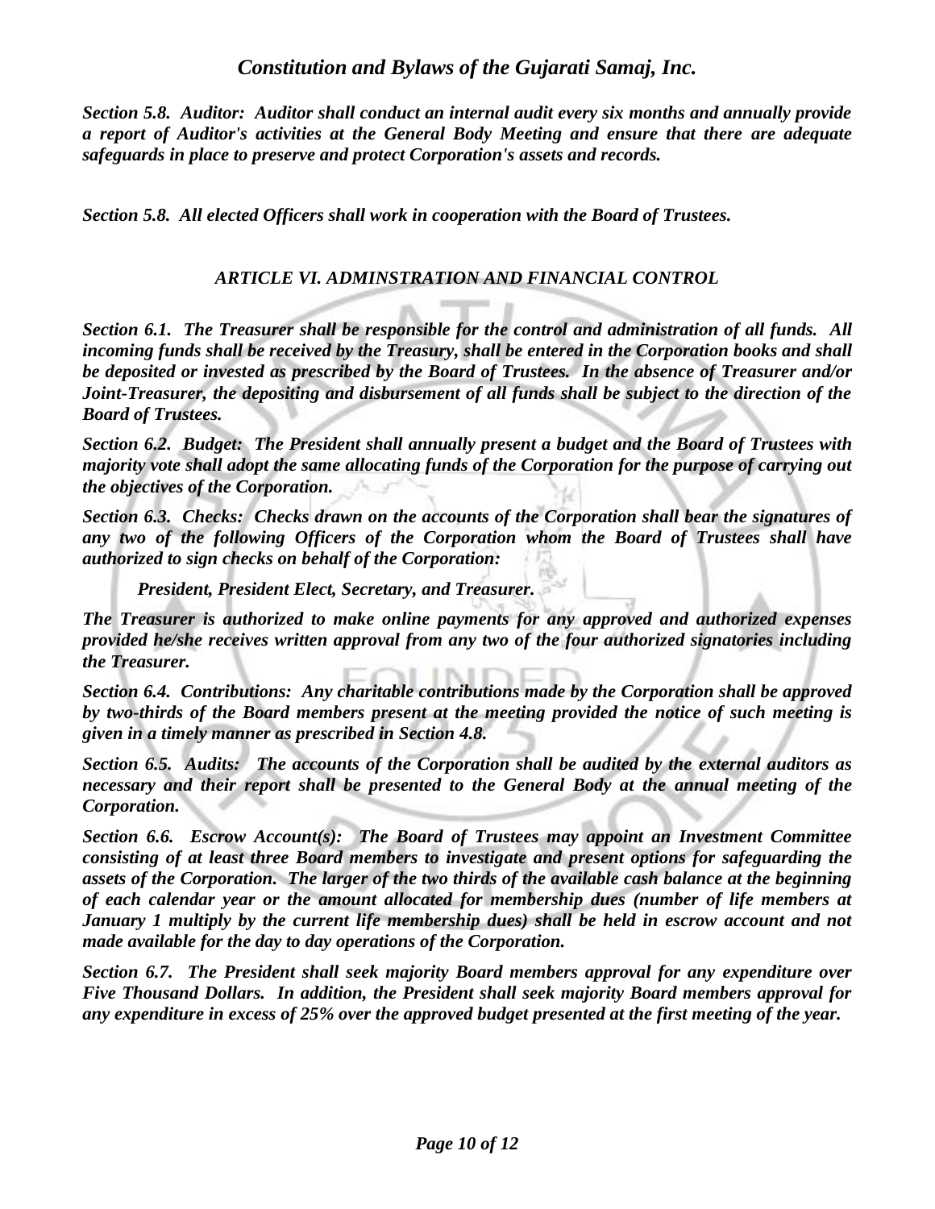***Section 5.8. Auditor: Auditor shall conduct an internal audit every six months and annually provide a report of Auditor's activities at the General Body Meeting and ensure that there are adequate safeguards in place to preserve and protect Corporation's assets and records.***

***Section 5.8. All elected Officers shall work in cooperation with the Board of Trustees.***

## *ARTICLE VI. ADMINSTRATION AND FINANCIAL CONTROL*

***Section 6.1. The Treasurer shall be responsible for the control and administration of all funds. All incoming funds shall be received by the Treasury, shall be entered in the Corporation books and shall be deposited or invested as prescribed by the Board of Trustees. In the absence of Treasurer and/or Joint-Treasurer, the depositing and disbursement of all funds shall be subject to the direction of the Board of Trustees.***

***Section 6.2. Budget: The President shall annually present a budget and the Board of Trustees with majority vote shall adopt the same allocating funds of the Corporation for the purpose of carrying out the objectives of the Corporation.***

***Section 6.3. Checks: Checks drawn on the accounts of the Corporation shall bear the signatures of any two of the following Officers of the Corporation whom the Board of Trustees shall have authorized to sign checks on behalf of the Corporation:***

***President, President Elect, Secretary, and Treasurer.***

***The Treasurer is authorized to make online payments for any approved and authorized expenses provided he/she receives written approval from any two of the four authorized signatories including the Treasurer.***

***Section 6.4. Contributions: Any charitable contributions made by the Corporation shall be approved by two-thirds of the Board members present at the meeting provided the notice of such meeting is given in a timely manner as prescribed in Section 4.8.***

***Section 6.5. Audits: The accounts of the Corporation shall be audited by the external auditors as necessary and their report shall be presented to the General Body at the annual meeting of the Corporation.***

***Section 6.6. Escrow Account(s): The Board of Trustees may appoint an Investment Committee consisting of at least three Board members to investigate and present options for safeguarding the assets of the Corporation. The larger of the two thirds of the available cash balance at the beginning of each calendar year or the amount allocated for membership dues (number of life members at January 1 multiply by the current life membership dues) shall be held in escrow account and not made available for the day to day operations of the Corporation.***

***Section 6.7. The President shall seek majority Board members approval for any expenditure over Five Thousand Dollars. In addition, the President shall seek majority Board members approval for any expenditure in excess of 25% over the approved budget presented at the first meeting of the year.***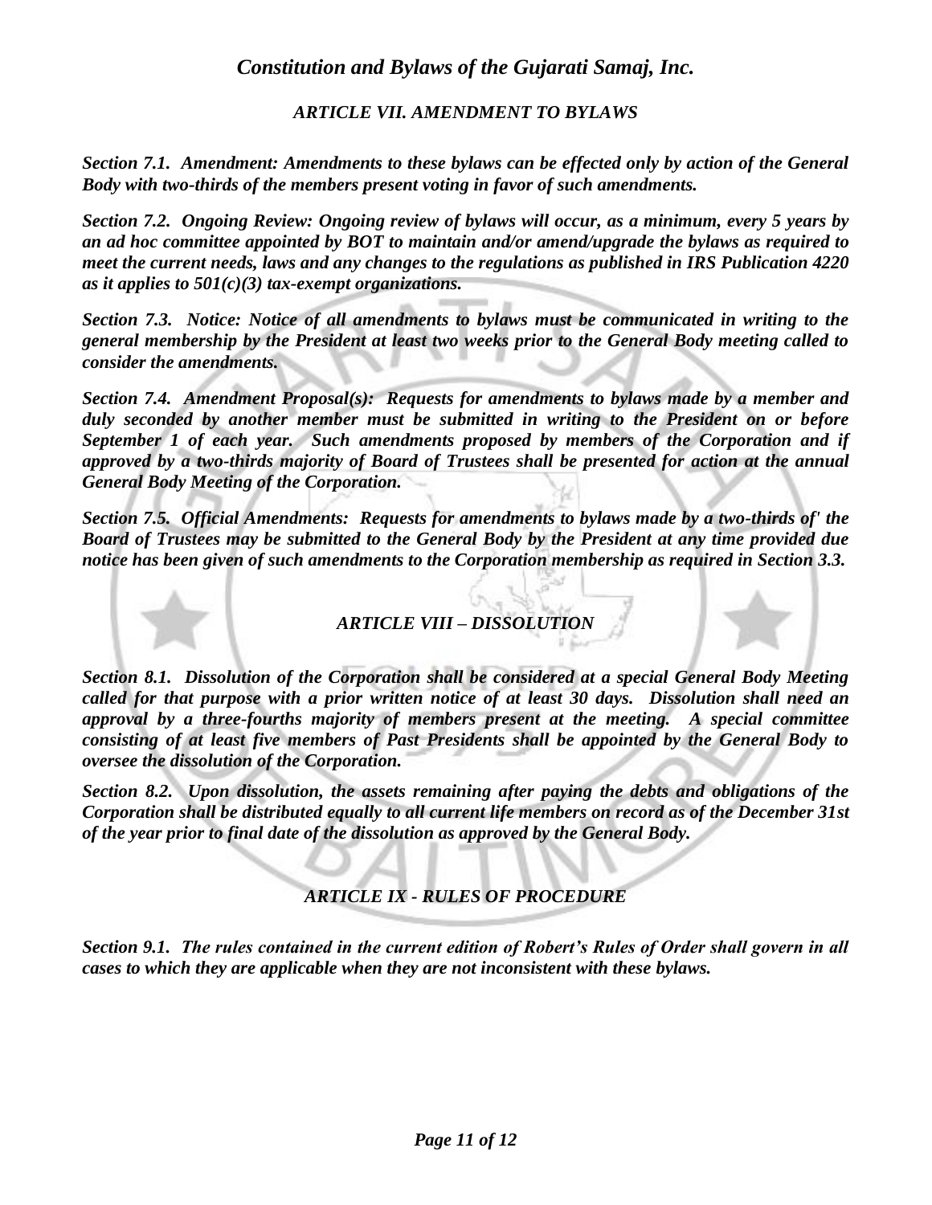## ARTICLE VII. AMENDMENT TO BYLAWS

***Section 7.1. Amendment: Amendments to these bylaws can be effected only by action of the General Body with two-thirds of the members present voting in favor of such amendments.***

***Section 7.2. Ongoing Review: Ongoing review of bylaws will occur, as a minimum, every 5 years by an ad hoc committee appointed by BOT to maintain and/or amend/upgrade the bylaws as required to meet the current needs, laws and any changes to the regulations as published in IRS Publication 4220 as it applies to 501(c)(3) tax-exempt organizations.***

***Section 7.3. Notice: Notice of all amendments to bylaws must be communicated in writing to the general membership by the President at least two weeks prior to the General Body meeting called to consider the amendments.***

***Section 7.4. Amendment Proposal(s): Requests for amendments to bylaws made by a member and duly seconded by another member must be submitted in writing to the President on or before September 1 of each year. Such amendments proposed by members of the Corporation and if approved by a two-thirds majority of Board of Trustees shall be presented for action at the annual General Body Meeting of the Corporation.***

***Section 7.5. Official Amendments: Requests for amendments to bylaws made by a two-thirds of' the Board of Trustees may be submitted to the General Body by the President at any time provided due notice has been given of such amendments to the Corporation membership as required in Section 3.3.***

## ARTICLE VIII – DISSOLUTION

***Section 8.1. Dissolution of the Corporation shall be considered at a special General Body Meeting called for that purpose with a prior written notice of at least 30 days. Dissolution shall need an approval by a three-fourths majority of members present at the meeting. A special committee consisting of at least five members of Past Presidents shall be appointed by the General Body to oversee the dissolution of the Corporation.***

***Section 8.2. Upon dissolution, the assets remaining after paying the debts and obligations of the Corporation shall be distributed equally to all current life members on record as of the December 31st of the year prior to final date of the dissolution as approved by the General Body.***

## ARTICLE IX - RULES OF PROCEDURE

***Section 9.1. The rules contained in the current edition of Robert's Rules of Order shall govern in all cases to which they are applicable when they are not inconsistent with these bylaws.***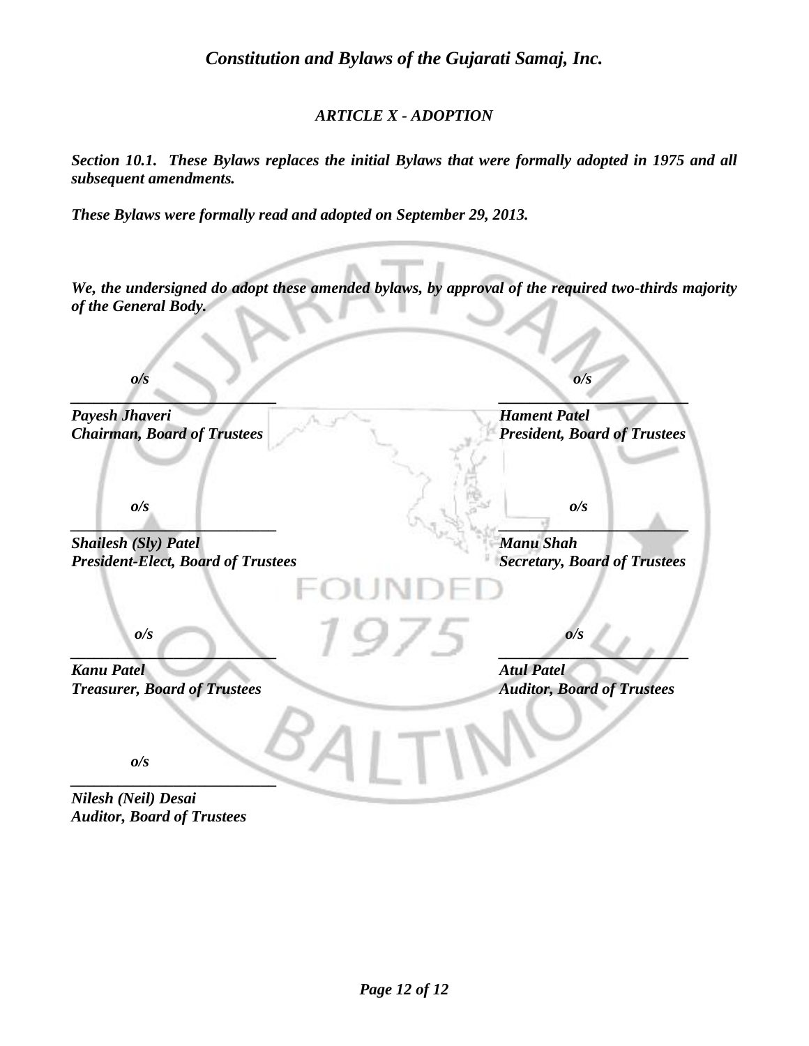## *ARTICLE X - ADOPTION*

***Section 10.1. These Bylaws replaces the initial Bylaws that were formally adopted in 1975 and all subsequent amendments.***

***These Bylaws were formally read and adopted on September 29, 2013.***

***We, the undersigned do adopt these amended bylaws, by approval of the required two-thirds majority of the General Body.***

***o/s***
***Payesh Jhaveri***
***Chairman, Board of Trustees***

***o/s***
***Hament Patel***
***President, Board of Trustees***

***o/s***
***Shailesh (Sly) Patel***
***President-Elect, Board of Trustees***

***o/s***
***Manu Shah***
***Secretary, Board of Trustees***

***o/s***
***Kanu Patel***
***Treasurer, Board of Trustees***

***o/s***
***Atul Patel***
***Auditor, Board of Trustees***

***o/s***
***Nilesh (Neil) Desai***
***Auditor, Board of Trustees***